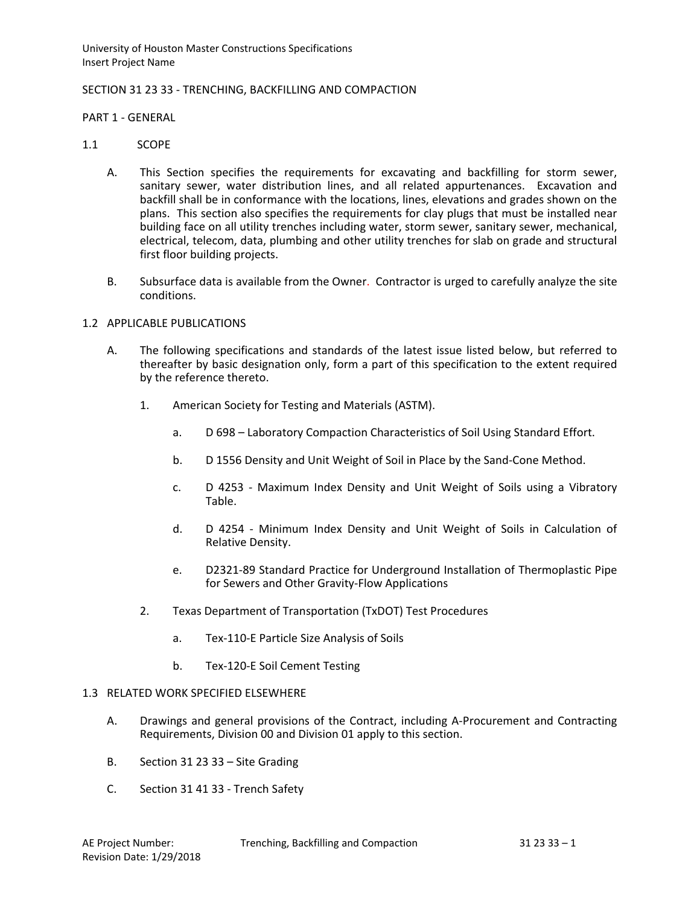University of Houston Master Constructions Specifications
Insert Project Name

# SECTION 31 23 33 - TRENCHING, BACKFILLING AND COMPACTION

## PART 1 - GENERAL

### 1.1 SCOPE

A. This Section specifies the requirements for excavating and backfilling for storm sewer, sanitary sewer, water distribution lines, and all related appurtenances. Excavation and backfill shall be in conformance with the locations, lines, elevations and grades shown on the plans. This section also specifies the requirements for clay plugs that must be installed near building face on all utility trenches including water, storm sewer, sanitary sewer, mechanical, electrical, telecom, data, plumbing and other utility trenches for slab on grade and structural first floor building projects.

B. Subsurface data is available from the Owner. Contractor is urged to carefully analyze the site conditions.

### 1.2 APPLICABLE PUBLICATIONS

A. The following specifications and standards of the latest issue listed below, but referred to thereafter by basic designation only, form a part of this specification to the extent required by the reference thereto.

1. American Society for Testing and Materials (ASTM).

   a. D 698 – Laboratory Compaction Characteristics of Soil Using Standard Effort.

   b. D 1556 Density and Unit Weight of Soil in Place by the Sand-Cone Method.

   c. D 4253 - Maximum Index Density and Unit Weight of Soils using a Vibratory Table.

   d. D 4254 - Minimum Index Density and Unit Weight of Soils in Calculation of Relative Density.

   e. D2321-89 Standard Practice for Underground Installation of Thermoplastic Pipe for Sewers and Other Gravity-Flow Applications

2. Texas Department of Transportation (TxDOT) Test Procedures

   a. Tex-110-E Particle Size Analysis of Soils

   b. Tex-120-E Soil Cement Testing

### 1.3 RELATED WORK SPECIFIED ELSEWHERE

A. Drawings and general provisions of the Contract, including A-Procurement and Contracting Requirements, Division 00 and Division 01 apply to this section.

B. Section 31 23 33 – Site Grading

C. Section 31 41 33 - Trench Safety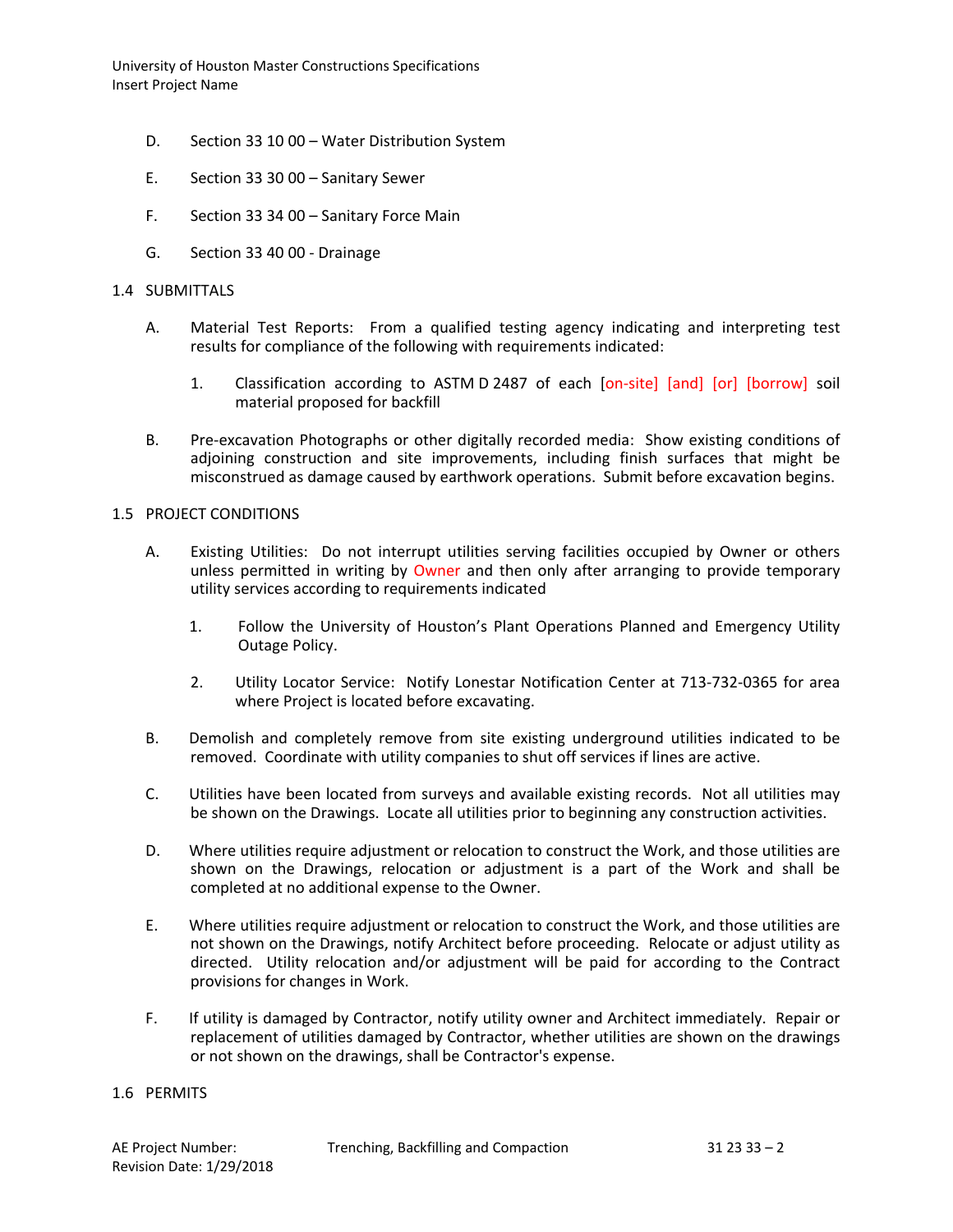D. Section 33 10 00 – Water Distribution System

E. Section 33 30 00 – Sanitary Sewer

F. Section 33 34 00 – Sanitary Force Main

G. Section 33 40 00 - Drainage

## 1.4 SUBMITTALS

A. Material Test Reports: From a qualified testing agency indicating and interpreting test results for compliance of the following with requirements indicated:

1. Classification according to ASTM D 2487 of each [on-site] [and] [or] [borrow] soil material proposed for backfill

B. Pre-excavation Photographs or other digitally recorded media: Show existing conditions of adjoining construction and site improvements, including finish surfaces that might be misconstrued as damage caused by earthwork operations. Submit before excavation begins.

## 1.5 PROJECT CONDITIONS

A. Existing Utilities: Do not interrupt utilities serving facilities occupied by Owner or others unless permitted in writing by Owner and then only after arranging to provide temporary utility services according to requirements indicated

1. Follow the University of Houston's Plant Operations Planned and Emergency Utility Outage Policy.

2. Utility Locator Service: Notify Lonestar Notification Center at 713-732-0365 for area where Project is located before excavating.

B. Demolish and completely remove from site existing underground utilities indicated to be removed. Coordinate with utility companies to shut off services if lines are active.

C. Utilities have been located from surveys and available existing records. Not all utilities may be shown on the Drawings. Locate all utilities prior to beginning any construction activities.

D. Where utilities require adjustment or relocation to construct the Work, and those utilities are shown on the Drawings, relocation or adjustment is a part of the Work and shall be completed at no additional expense to the Owner.

E. Where utilities require adjustment or relocation to construct the Work, and those utilities are not shown on the Drawings, notify Architect before proceeding. Relocate or adjust utility as directed. Utility relocation and/or adjustment will be paid for according to the Contract provisions for changes in Work.

F. If utility is damaged by Contractor, notify utility owner and Architect immediately. Repair or replacement of utilities damaged by Contractor, whether utilities are shown on the drawings or not shown on the drawings, shall be Contractor's expense.

## 1.6 PERMITS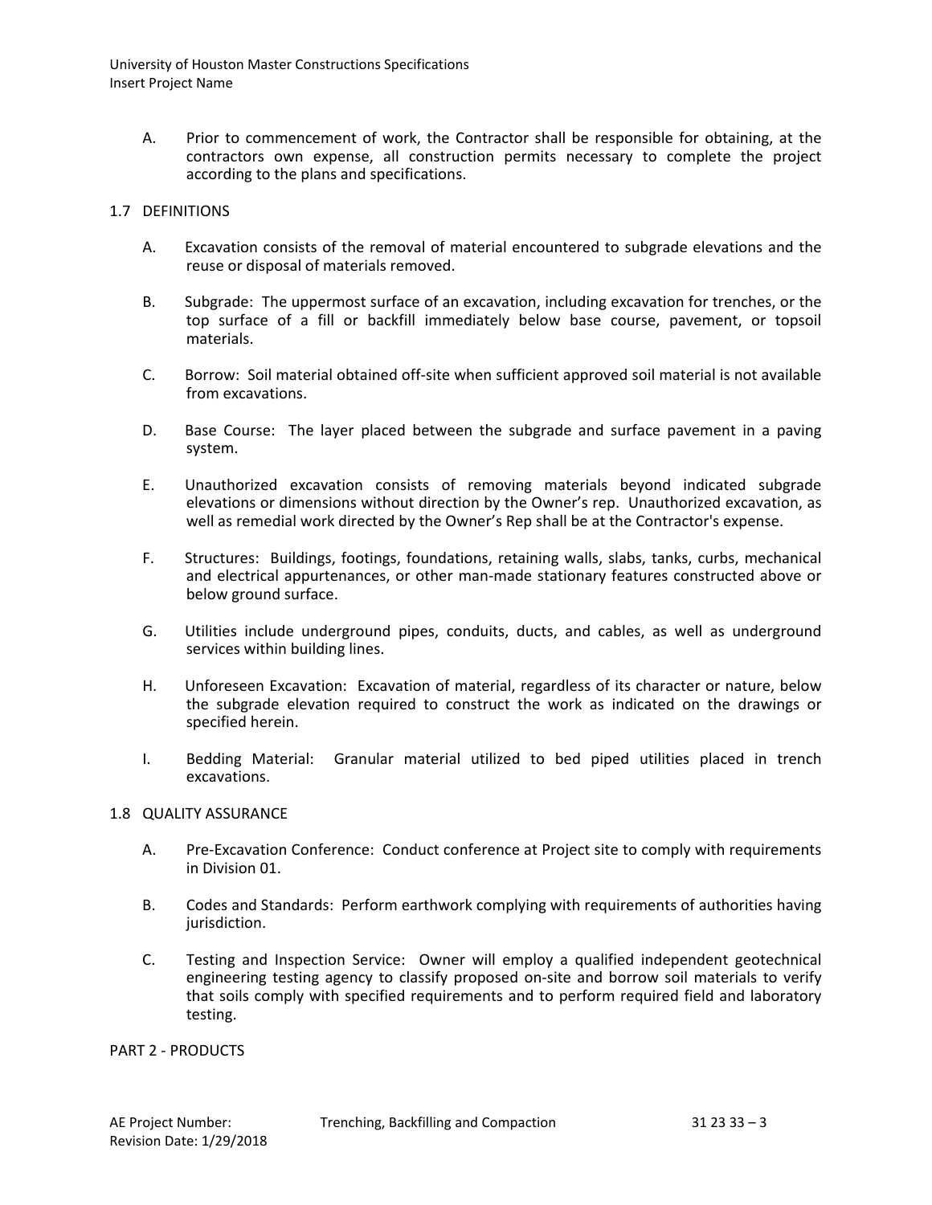A. Prior to commencement of work, the Contractor shall be responsible for obtaining, at the contractors own expense, all construction permits necessary to complete the project according to the plans and specifications.

## 1.7 DEFINITIONS

A. Excavation consists of the removal of material encountered to subgrade elevations and the reuse or disposal of materials removed.

B. Subgrade: The uppermost surface of an excavation, including excavation for trenches, or the top surface of a fill or backfill immediately below base course, pavement, or topsoil materials.

C. Borrow: Soil material obtained off-site when sufficient approved soil material is not available from excavations.

D. Base Course: The layer placed between the subgrade and surface pavement in a paving system.

E. Unauthorized excavation consists of removing materials beyond indicated subgrade elevations or dimensions without direction by the Owner's rep. Unauthorized excavation, as well as remedial work directed by the Owner's Rep shall be at the Contractor's expense.

F. Structures: Buildings, footings, foundations, retaining walls, slabs, tanks, curbs, mechanical and electrical appurtenances, or other man-made stationary features constructed above or below ground surface.

G. Utilities include underground pipes, conduits, ducts, and cables, as well as underground services within building lines.

H. Unforeseen Excavation: Excavation of material, regardless of its character or nature, below the subgrade elevation required to construct the work as indicated on the drawings or specified herein.

I. Bedding Material: Granular material utilized to bed piped utilities placed in trench excavations.

## 1.8 QUALITY ASSURANCE

A. Pre-Excavation Conference: Conduct conference at Project site to comply with requirements in Division 01.

B. Codes and Standards: Perform earthwork complying with requirements of authorities having jurisdiction.

C. Testing and Inspection Service: Owner will employ a qualified independent geotechnical engineering testing agency to classify proposed on-site and borrow soil materials to verify that soils comply with specified requirements and to perform required field and laboratory testing.

# PART 2 - PRODUCTS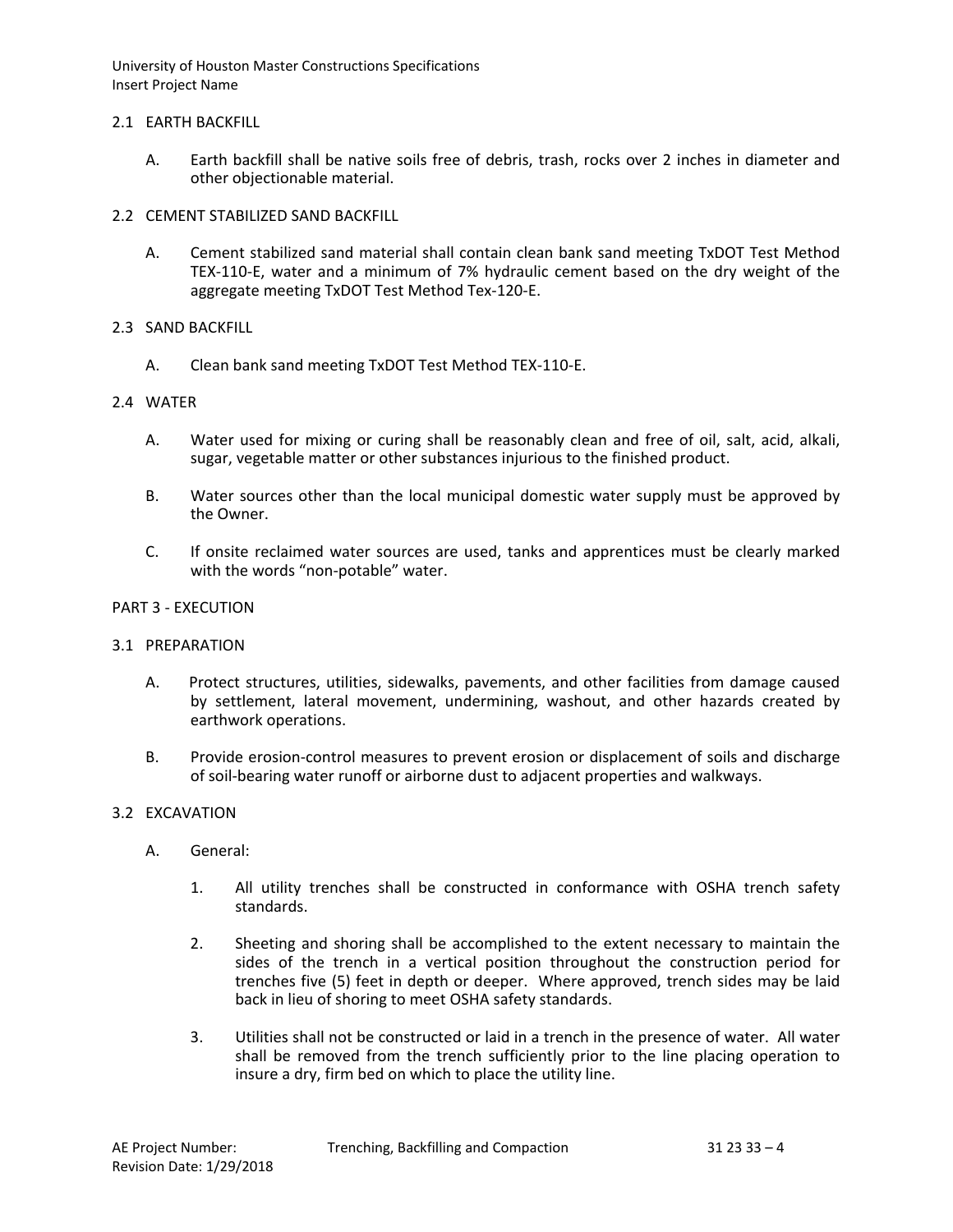## 2.1 EARTH BACKFILL

A. Earth backfill shall be native soils free of debris, trash, rocks over 2 inches in diameter and other objectionable material.

## 2.2 CEMENT STABILIZED SAND BACKFILL

A. Cement stabilized sand material shall contain clean bank sand meeting TxDOT Test Method TEX-110-E, water and a minimum of 7% hydraulic cement based on the dry weight of the aggregate meeting TxDOT Test Method Tex-120-E.

## 2.3 SAND BACKFILL

A. Clean bank sand meeting TxDOT Test Method TEX-110-E.

## 2.4 WATER

A. Water used for mixing or curing shall be reasonably clean and free of oil, salt, acid, alkali, sugar, vegetable matter or other substances injurious to the finished product.

B. Water sources other than the local municipal domestic water supply must be approved by the Owner.

C. If onsite reclaimed water sources are used, tanks and apprentices must be clearly marked with the words "non-potable" water.

# PART 3 - EXECUTION

## 3.1 PREPARATION

A. Protect structures, utilities, sidewalks, pavements, and other facilities from damage caused by settlement, lateral movement, undermining, washout, and other hazards created by earthwork operations.

B. Provide erosion-control measures to prevent erosion or displacement of soils and discharge of soil-bearing water runoff or airborne dust to adjacent properties and walkways.

## 3.2 EXCAVATION

A. General:

1. All utility trenches shall be constructed in conformance with OSHA trench safety standards.

2. Sheeting and shoring shall be accomplished to the extent necessary to maintain the sides of the trench in a vertical position throughout the construction period for trenches five (5) feet in depth or deeper. Where approved, trench sides may be laid back in lieu of shoring to meet OSHA safety standards.

3. Utilities shall not be constructed or laid in a trench in the presence of water. All water shall be removed from the trench sufficiently prior to the line placing operation to insure a dry, firm bed on which to place the utility line.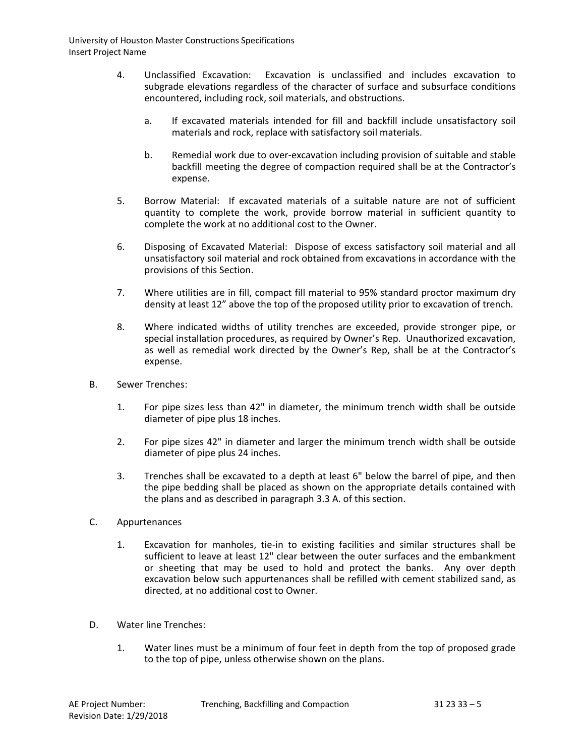4. Unclassified Excavation: Excavation is unclassified and includes excavation to subgrade elevations regardless of the character of surface and subsurface conditions encountered, including rock, soil materials, and obstructions.

   a. If excavated materials intended for fill and backfill include unsatisfactory soil materials and rock, replace with satisfactory soil materials.

   b. Remedial work due to over-excavation including provision of suitable and stable backfill meeting the degree of compaction required shall be at the Contractor's expense.

5. Borrow Material: If excavated materials of a suitable nature are not of sufficient quantity to complete the work, provide borrow material in sufficient quantity to complete the work at no additional cost to the Owner.

6. Disposing of Excavated Material: Dispose of excess satisfactory soil material and all unsatisfactory soil material and rock obtained from excavations in accordance with the provisions of this Section.

7. Where utilities are in fill, compact fill material to 95% standard proctor maximum dry density at least 12" above the top of the proposed utility prior to excavation of trench.

8. Where indicated widths of utility trenches are exceeded, provide stronger pipe, or special installation procedures, as required by Owner's Rep. Unauthorized excavation, as well as remedial work directed by the Owner's Rep, shall be at the Contractor's expense.

B. Sewer Trenches:

1. For pipe sizes less than 42" in diameter, the minimum trench width shall be outside diameter of pipe plus 18 inches.

2. For pipe sizes 42" in diameter and larger the minimum trench width shall be outside diameter of pipe plus 24 inches.

3. Trenches shall be excavated to a depth at least 6" below the barrel of pipe, and then the pipe bedding shall be placed as shown on the appropriate details contained with the plans and as described in paragraph 3.3 A. of this section.

C. Appurtenances

1. Excavation for manholes, tie-in to existing facilities and similar structures shall be sufficient to leave at least 12" clear between the outer surfaces and the embankment or sheeting that may be used to hold and protect the banks. Any over depth excavation below such appurtenances shall be refilled with cement stabilized sand, as directed, at no additional cost to Owner.

D. Water line Trenches:

1. Water lines must be a minimum of four feet in depth from the top of proposed grade to the top of pipe, unless otherwise shown on the plans.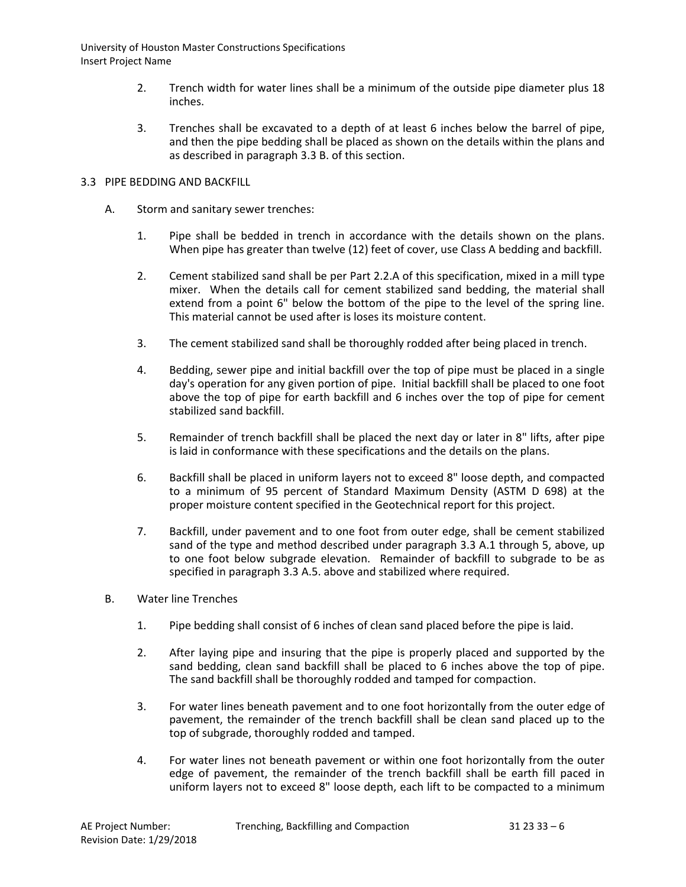2. Trench width for water lines shall be a minimum of the outside pipe diameter plus 18 inches.

3. Trenches shall be excavated to a depth of at least 6 inches below the barrel of pipe, and then the pipe bedding shall be placed as shown on the details within the plans and as described in paragraph 3.3 B. of this section.

## 3.3 PIPE BEDDING AND BACKFILL

A. Storm and sanitary sewer trenches:

1. Pipe shall be bedded in trench in accordance with the details shown on the plans. When pipe has greater than twelve (12) feet of cover, use Class A bedding and backfill.

2. Cement stabilized sand shall be per Part 2.2.A of this specification, mixed in a mill type mixer. When the details call for cement stabilized sand bedding, the material shall extend from a point 6" below the bottom of the pipe to the level of the spring line. This material cannot be used after is loses its moisture content.

3. The cement stabilized sand shall be thoroughly rodded after being placed in trench.

4. Bedding, sewer pipe and initial backfill over the top of pipe must be placed in a single day's operation for any given portion of pipe. Initial backfill shall be placed to one foot above the top of pipe for earth backfill and 6 inches over the top of pipe for cement stabilized sand backfill.

5. Remainder of trench backfill shall be placed the next day or later in 8" lifts, after pipe is laid in conformance with these specifications and the details on the plans.

6. Backfill shall be placed in uniform layers not to exceed 8" loose depth, and compacted to a minimum of 95 percent of Standard Maximum Density (ASTM D 698) at the proper moisture content specified in the Geotechnical report for this project.

7. Backfill, under pavement and to one foot from outer edge, shall be cement stabilized sand of the type and method described under paragraph 3.3 A.1 through 5, above, up to one foot below subgrade elevation. Remainder of backfill to subgrade to be as specified in paragraph 3.3 A.5. above and stabilized where required.

B. Water line Trenches

1. Pipe bedding shall consist of 6 inches of clean sand placed before the pipe is laid.

2. After laying pipe and insuring that the pipe is properly placed and supported by the sand bedding, clean sand backfill shall be placed to 6 inches above the top of pipe. The sand backfill shall be thoroughly rodded and tamped for compaction.

3. For water lines beneath pavement and to one foot horizontally from the outer edge of pavement, the remainder of the trench backfill shall be clean sand placed up to the top of subgrade, thoroughly rodded and tamped.

4. For water lines not beneath pavement or within one foot horizontally from the outer edge of pavement, the remainder of the trench backfill shall be earth fill paced in uniform layers not to exceed 8" loose depth, each lift to be compacted to a minimum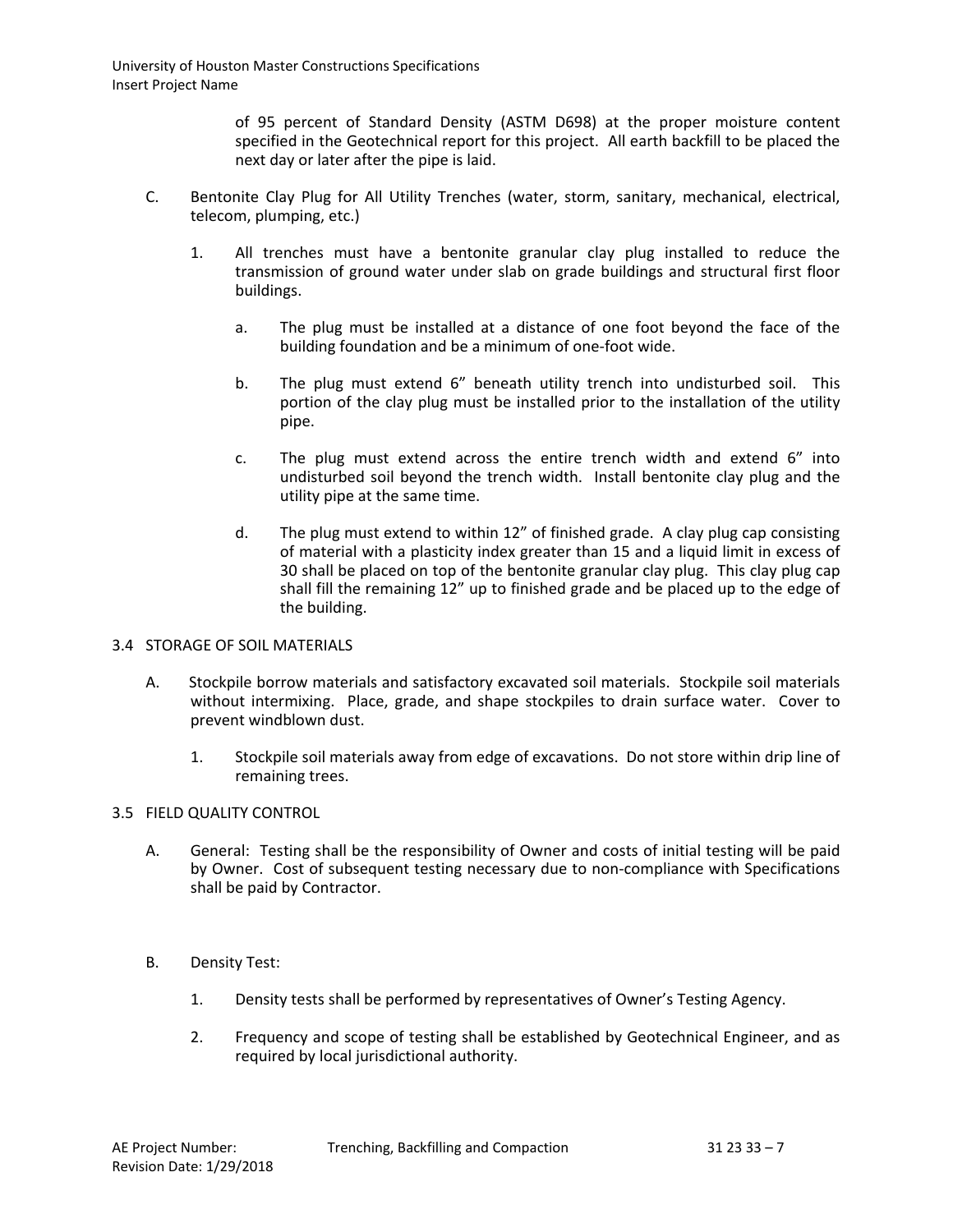of 95 percent of Standard Density (ASTM D698) at the proper moisture content specified in the Geotechnical report for this project. All earth backfill to be placed the next day or later after the pipe is laid.

C. Bentonite Clay Plug for All Utility Trenches (water, storm, sanitary, mechanical, electrical, telecom, plumping, etc.)

1. All trenches must have a bentonite granular clay plug installed to reduce the transmission of ground water under slab on grade buildings and structural first floor buildings.

   a. The plug must be installed at a distance of one foot beyond the face of the building foundation and be a minimum of one-foot wide.

   b. The plug must extend 6" beneath utility trench into undisturbed soil. This portion of the clay plug must be installed prior to the installation of the utility pipe.

   c. The plug must extend across the entire trench width and extend 6" into undisturbed soil beyond the trench width. Install bentonite clay plug and the utility pipe at the same time.

   d. The plug must extend to within 12" of finished grade. A clay plug cap consisting of material with a plasticity index greater than 15 and a liquid limit in excess of 30 shall be placed on top of the bentonite granular clay plug. This clay plug cap shall fill the remaining 12" up to finished grade and be placed up to the edge of the building.

## 3.4 STORAGE OF SOIL MATERIALS

A. Stockpile borrow materials and satisfactory excavated soil materials. Stockpile soil materials without intermixing. Place, grade, and shape stockpiles to drain surface water. Cover to prevent windblown dust.

1. Stockpile soil materials away from edge of excavations. Do not store within drip line of remaining trees.

## 3.5 FIELD QUALITY CONTROL

A. General: Testing shall be the responsibility of Owner and costs of initial testing will be paid by Owner. Cost of subsequent testing necessary due to non-compliance with Specifications shall be paid by Contractor.

B. Density Test:

1. Density tests shall be performed by representatives of Owner's Testing Agency.

2. Frequency and scope of testing shall be established by Geotechnical Engineer, and as required by local jurisdictional authority.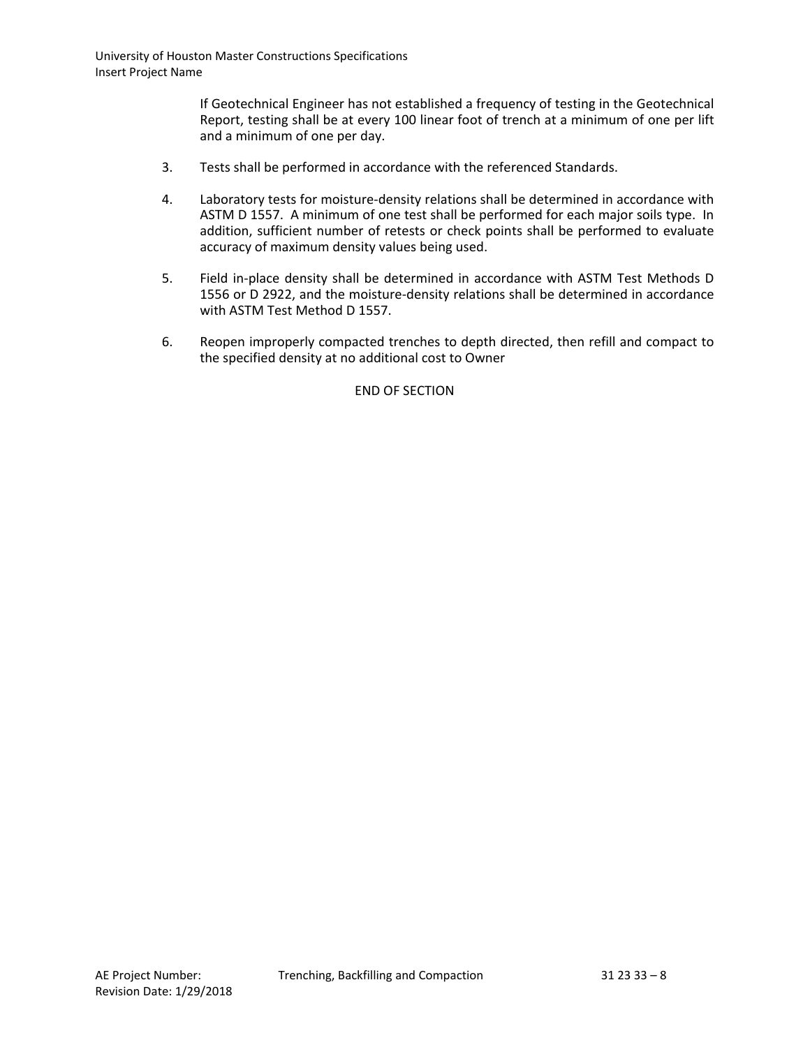If Geotechnical Engineer has not established a frequency of testing in the Geotechnical Report, testing shall be at every 100 linear foot of trench at a minimum of one per lift and a minimum of one per day.

3. Tests shall be performed in accordance with the referenced Standards.

4. Laboratory tests for moisture-density relations shall be determined in accordance with ASTM D 1557. A minimum of one test shall be performed for each major soils type. In addition, sufficient number of retests or check points shall be performed to evaluate accuracy of maximum density values being used.

5. Field in-place density shall be determined in accordance with ASTM Test Methods D 1556 or D 2922, and the moisture-density relations shall be determined in accordance with ASTM Test Method D 1557.

6. Reopen improperly compacted trenches to depth directed, then refill and compact to the specified density at no additional cost to Owner

END OF SECTION